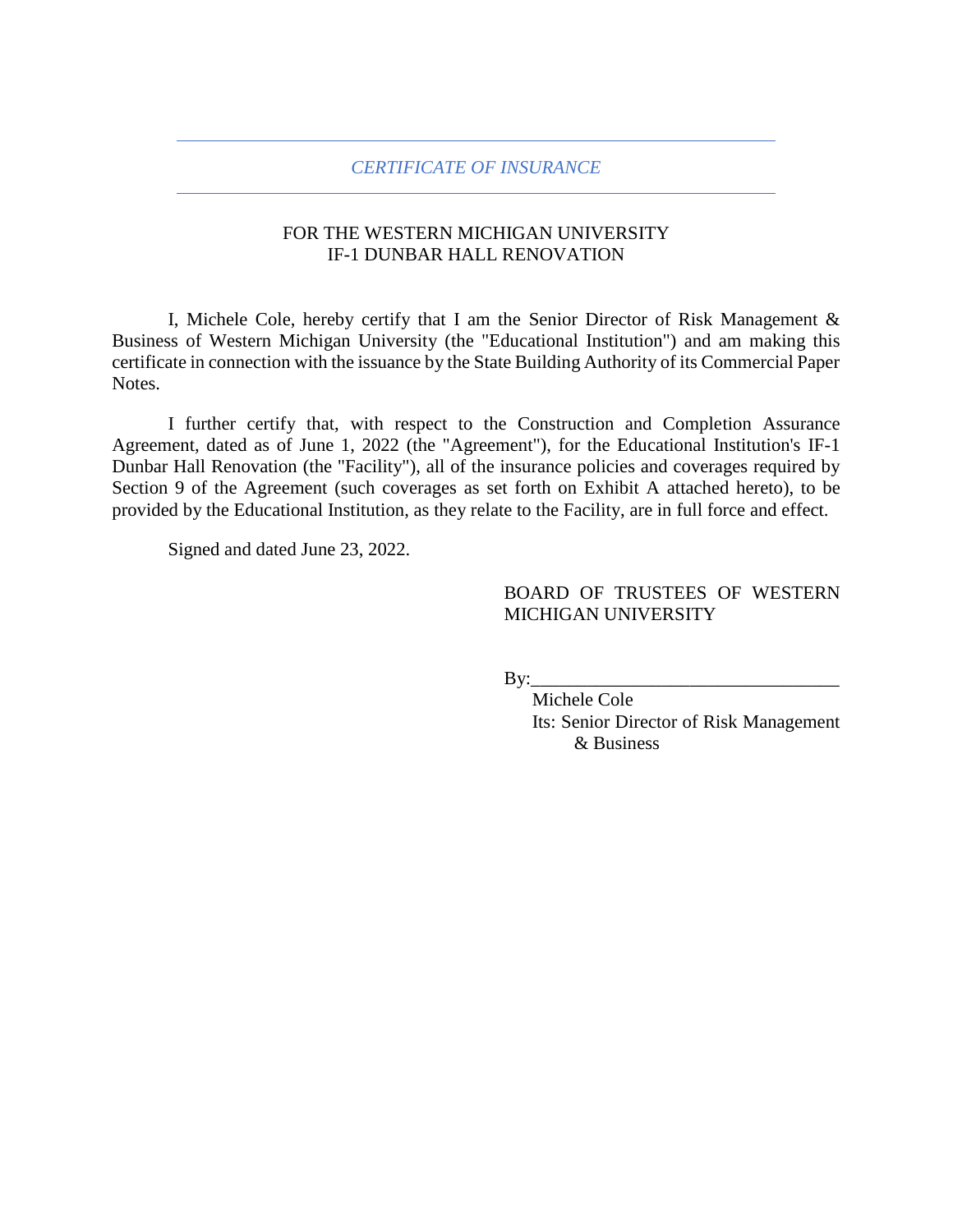## *CERTIFICATE OF INSURANCE*

FOR THE WESTERN MICHIGAN UNIVERSITY
IF-1 DUNBAR HALL RENOVATION

I, Michele Cole, hereby certify that I am the Senior Director of Risk Management & Business of Western Michigan University (the "Educational Institution") and am making this certificate in connection with the issuance by the State Building Authority of its Commercial Paper Notes.

I further certify that, with respect to the Construction and Completion Assurance Agreement, dated as of June 1, 2022 (the "Agreement"), for the Educational Institution's IF-1 Dunbar Hall Renovation (the "Facility"), all of the insurance policies and coverages required by Section 9 of the Agreement (such coverages as set forth on Exhibit A attached hereto), to be provided by the Educational Institution, as they relate to the Facility, are in full force and effect.

Signed and dated June 23, 2022.

BOARD OF TRUSTEES OF WESTERN MICHIGAN UNIVERSITY

By:_________________________________
Michele Cole
Its: Senior Director of Risk Management & Business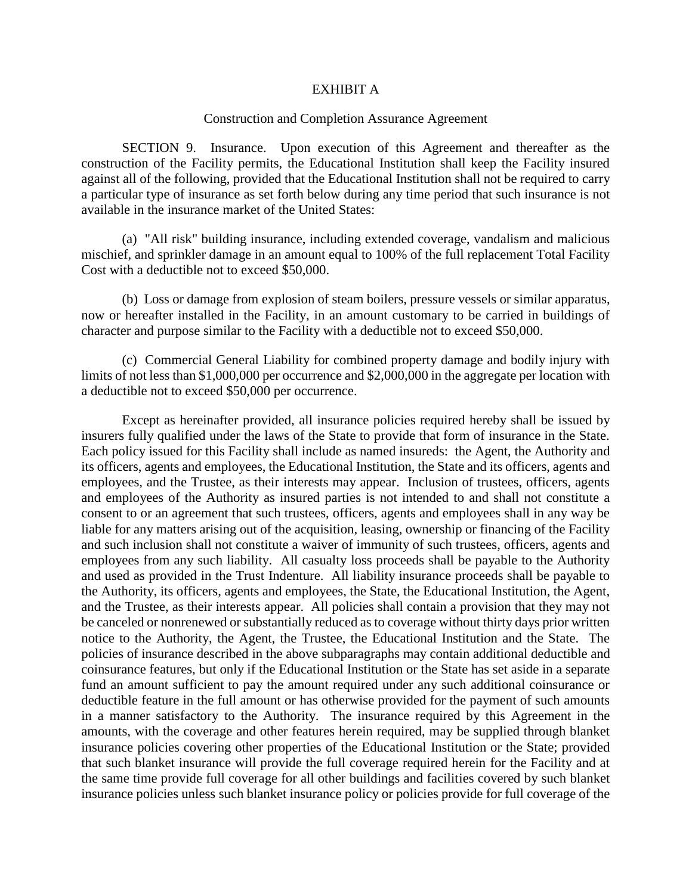EXHIBIT A

Construction and Completion Assurance Agreement

SECTION 9. Insurance. Upon execution of this Agreement and thereafter as the construction of the Facility permits, the Educational Institution shall keep the Facility insured against all of the following, provided that the Educational Institution shall not be required to carry a particular type of insurance as set forth below during any time period that such insurance is not available in the insurance market of the United States:

(a) "All risk" building insurance, including extended coverage, vandalism and malicious mischief, and sprinkler damage in an amount equal to 100% of the full replacement Total Facility Cost with a deductible not to exceed $50,000.

(b) Loss or damage from explosion of steam boilers, pressure vessels or similar apparatus, now or hereafter installed in the Facility, in an amount customary to be carried in buildings of character and purpose similar to the Facility with a deductible not to exceed $50,000.

(c) Commercial General Liability for combined property damage and bodily injury with limits of not less than $1,000,000 per occurrence and $2,000,000 in the aggregate per location with a deductible not to exceed $50,000 per occurrence.

Except as hereinafter provided, all insurance policies required hereby shall be issued by insurers fully qualified under the laws of the State to provide that form of insurance in the State. Each policy issued for this Facility shall include as named insureds: the Agent, the Authority and its officers, agents and employees, the Educational Institution, the State and its officers, agents and employees, and the Trustee, as their interests may appear. Inclusion of trustees, officers, agents and employees of the Authority as insured parties is not intended to and shall not constitute a consent to or an agreement that such trustees, officers, agents and employees shall in any way be liable for any matters arising out of the acquisition, leasing, ownership or financing of the Facility and such inclusion shall not constitute a waiver of immunity of such trustees, officers, agents and employees from any such liability. All casualty loss proceeds shall be payable to the Authority and used as provided in the Trust Indenture. All liability insurance proceeds shall be payable to the Authority, its officers, agents and employees, the State, the Educational Institution, the Agent, and the Trustee, as their interests appear. All policies shall contain a provision that they may not be canceled or nonrenewed or substantially reduced as to coverage without thirty days prior written notice to the Authority, the Agent, the Trustee, the Educational Institution and the State. The policies of insurance described in the above subparagraphs may contain additional deductible and coinsurance features, but only if the Educational Institution or the State has set aside in a separate fund an amount sufficient to pay the amount required under any such additional coinsurance or deductible feature in the full amount or has otherwise provided for the payment of such amounts in a manner satisfactory to the Authority. The insurance required by this Agreement in the amounts, with the coverage and other features herein required, may be supplied through blanket insurance policies covering other properties of the Educational Institution or the State; provided that such blanket insurance will provide the full coverage required herein for the Facility and at the same time provide full coverage for all other buildings and facilities covered by such blanket insurance policies unless such blanket insurance policy or policies provide for full coverage of the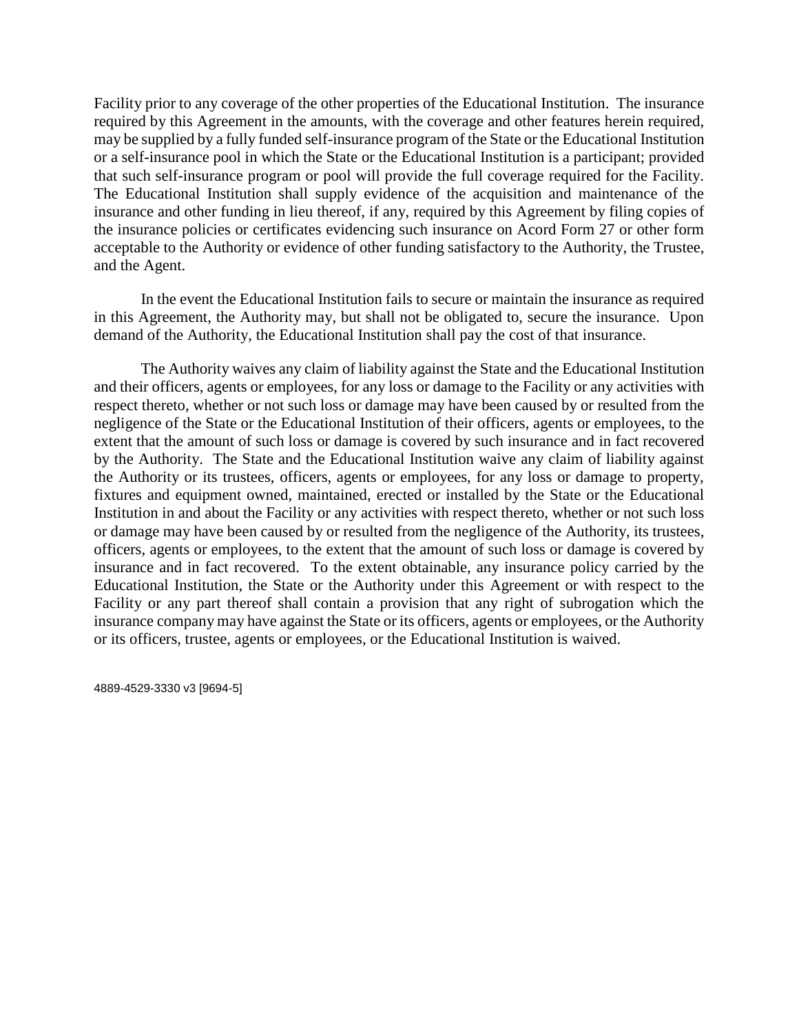Facility prior to any coverage of the other properties of the Educational Institution. The insurance required by this Agreement in the amounts, with the coverage and other features herein required, may be supplied by a fully funded self-insurance program of the State or the Educational Institution or a self-insurance pool in which the State or the Educational Institution is a participant; provided that such self-insurance program or pool will provide the full coverage required for the Facility. The Educational Institution shall supply evidence of the acquisition and maintenance of the insurance and other funding in lieu thereof, if any, required by this Agreement by filing copies of the insurance policies or certificates evidencing such insurance on Acord Form 27 or other form acceptable to the Authority or evidence of other funding satisfactory to the Authority, the Trustee, and the Agent.

In the event the Educational Institution fails to secure or maintain the insurance as required in this Agreement, the Authority may, but shall not be obligated to, secure the insurance. Upon demand of the Authority, the Educational Institution shall pay the cost of that insurance.

The Authority waives any claim of liability against the State and the Educational Institution and their officers, agents or employees, for any loss or damage to the Facility or any activities with respect thereto, whether or not such loss or damage may have been caused by or resulted from the negligence of the State or the Educational Institution of their officers, agents or employees, to the extent that the amount of such loss or damage is covered by such insurance and in fact recovered by the Authority. The State and the Educational Institution waive any claim of liability against the Authority or its trustees, officers, agents or employees, for any loss or damage to property, fixtures and equipment owned, maintained, erected or installed by the State or the Educational Institution in and about the Facility or any activities with respect thereto, whether or not such loss or damage may have been caused by or resulted from the negligence of the Authority, its trustees, officers, agents or employees, to the extent that the amount of such loss or damage is covered by insurance and in fact recovered. To the extent obtainable, any insurance policy carried by the Educational Institution, the State or the Authority under this Agreement or with respect to the Facility or any part thereof shall contain a provision that any right of subrogation which the insurance company may have against the State or its officers, agents or employees, or the Authority or its officers, trustee, agents or employees, or the Educational Institution is waived.

4889-4529-3330 v3 [9694-5]